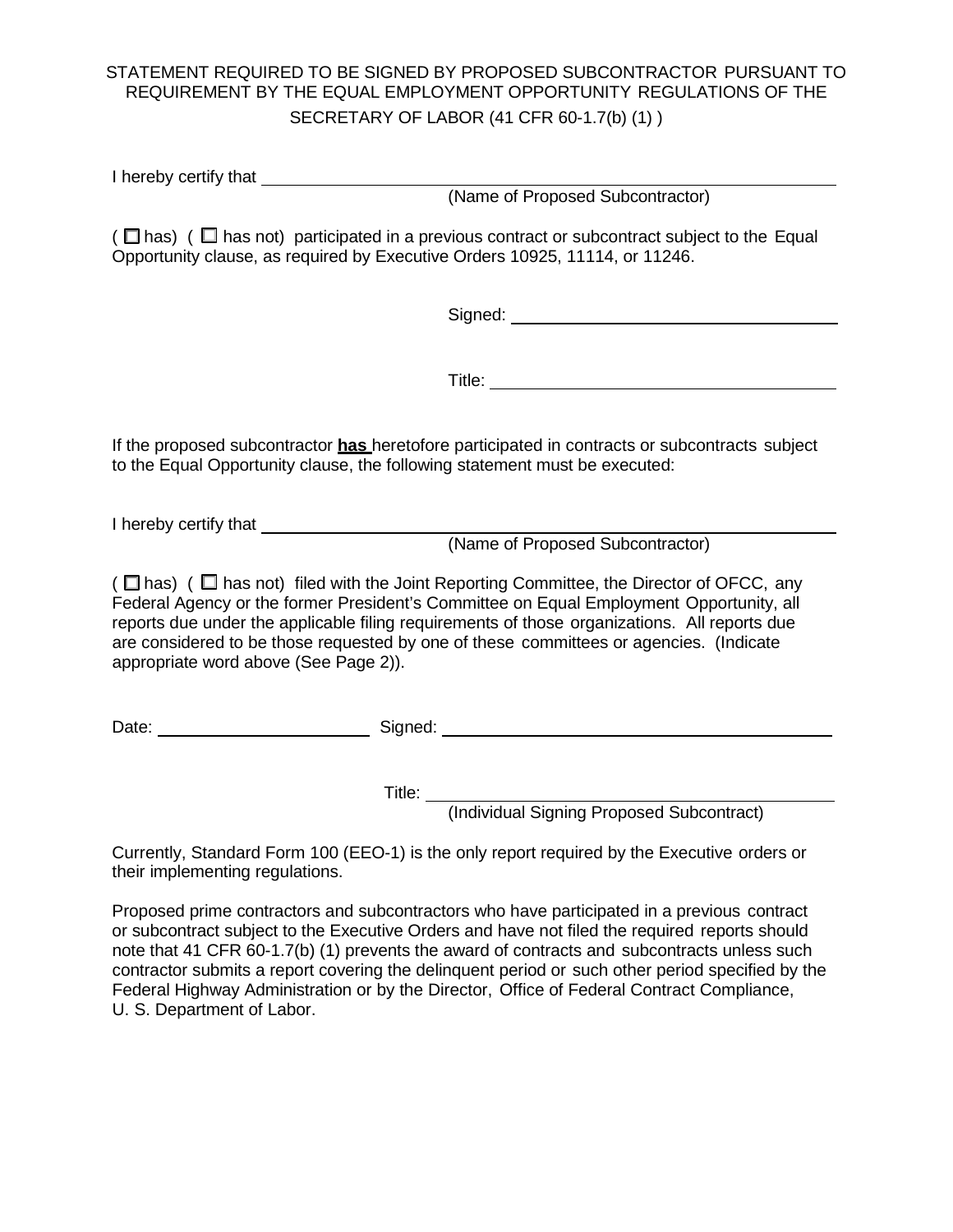# STATEMENT REQUIRED TO BE SIGNED BY PROPOSED SUBCONTRACTOR PURSUANT TO REQUIREMENT BY THE EQUAL EMPLOYMENT OPPORTUNITY REGULATIONS OF THE SECRETARY OF LABOR (41 CFR 60-1.7(b) (1) )

I hereby certify that ______________________________________________
(Name of Proposed Subcontractor)

( ☐ has) ( ☐ has not) participated in a previous contract or subcontract subject to the Equal Opportunity clause, as required by Executive Orders 10925, 11114, or 11246.

Signed: ______________________________

Title: ______________________________

If the proposed subcontractor **has** heretofore participated in contracts or subcontracts subject to the Equal Opportunity clause, the following statement must be executed:

I hereby certify that ______________________________________________
(Name of Proposed Subcontractor)

( ☐ has) ( ☐ has not) filed with the Joint Reporting Committee, the Director of OFCC, any Federal Agency or the former President's Committee on Equal Employment Opportunity, all reports due under the applicable filing requirements of those organizations. All reports due are considered to be those requested by one of these committees or agencies. (Indicate appropriate word above (See Page 2)).

Date: ____________________ Signed: ______________________________

Title: ______________________________
(Individual Signing Proposed Subcontract)

Currently, Standard Form 100 (EEO-1) is the only report required by the Executive orders or their implementing regulations.

Proposed prime contractors and subcontractors who have participated in a previous contract or subcontract subject to the Executive Orders and have not filed the required reports should note that 41 CFR 60-1.7(b) (1) prevents the award of contracts and subcontracts unless such contractor submits a report covering the delinquent period or such other period specified by the Federal Highway Administration or by the Director, Office of Federal Contract Compliance, U. S. Department of Labor.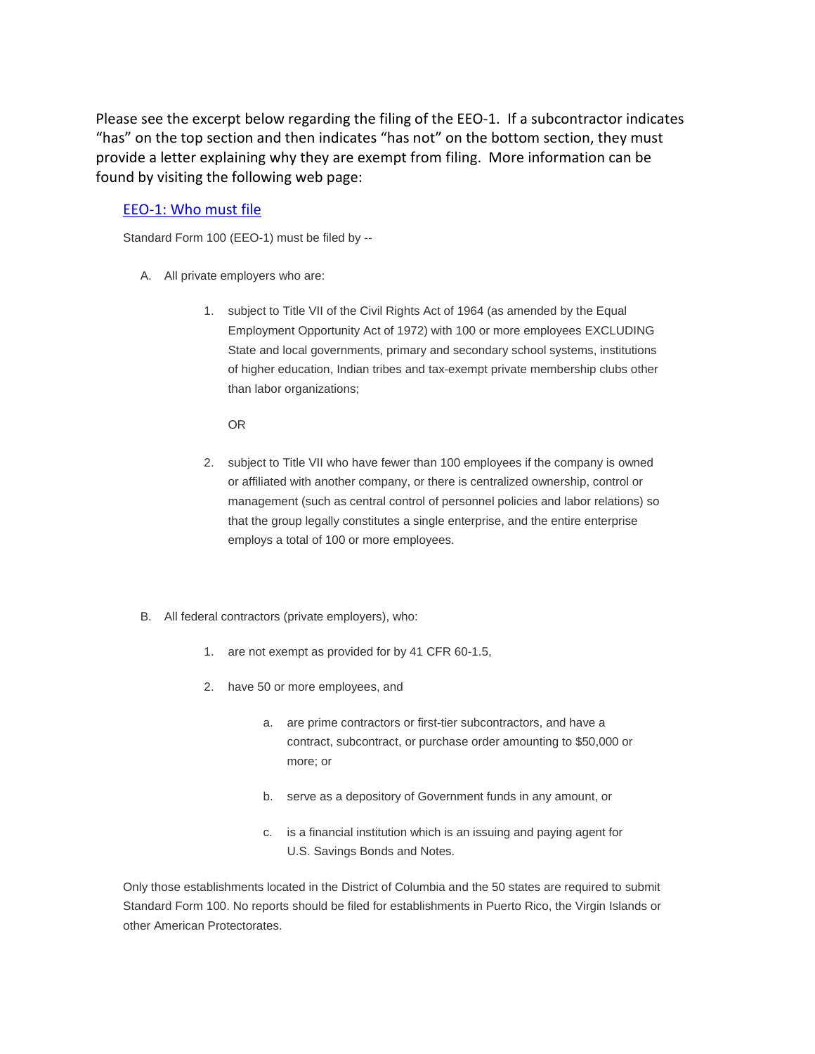Please see the excerpt below regarding the filing of the EEO-1. If a subcontractor indicates "has" on the top section and then indicates "has not" on the bottom section, they must provide a letter explaining why they are exempt from filing. More information can be found by visiting the following web page:

[EEO-1: Who must file]()

Standard Form 100 (EEO-1) must be filed by --

A. All private employers who are:

   1. subject to Title VII of the Civil Rights Act of 1964 (as amended by the Equal Employment Opportunity Act of 1972) with 100 or more employees EXCLUDING State and local governments, primary and secondary school systems, institutions of higher education, Indian tribes and tax-exempt private membership clubs other than labor organizations;

      OR

   2. subject to Title VII who have fewer than 100 employees if the company is owned or affiliated with another company, or there is centralized ownership, control or management (such as central control of personnel policies and labor relations) so that the group legally constitutes a single enterprise, and the entire enterprise employs a total of 100 or more employees.

B. All federal contractors (private employers), who:

   1. are not exempt as provided for by 41 CFR 60-1.5,
   2. have 50 or more employees, and
      a. are prime contractors or first-tier subcontractors, and have a contract, subcontract, or purchase order amounting to $50,000 or more; or
      b. serve as a depository of Government funds in any amount, or
      c. is a financial institution which is an issuing and paying agent for U.S. Savings Bonds and Notes.

Only those establishments located in the District of Columbia and the 50 states are required to submit Standard Form 100. No reports should be filed for establishments in Puerto Rico, the Virgin Islands or other American Protectorates.